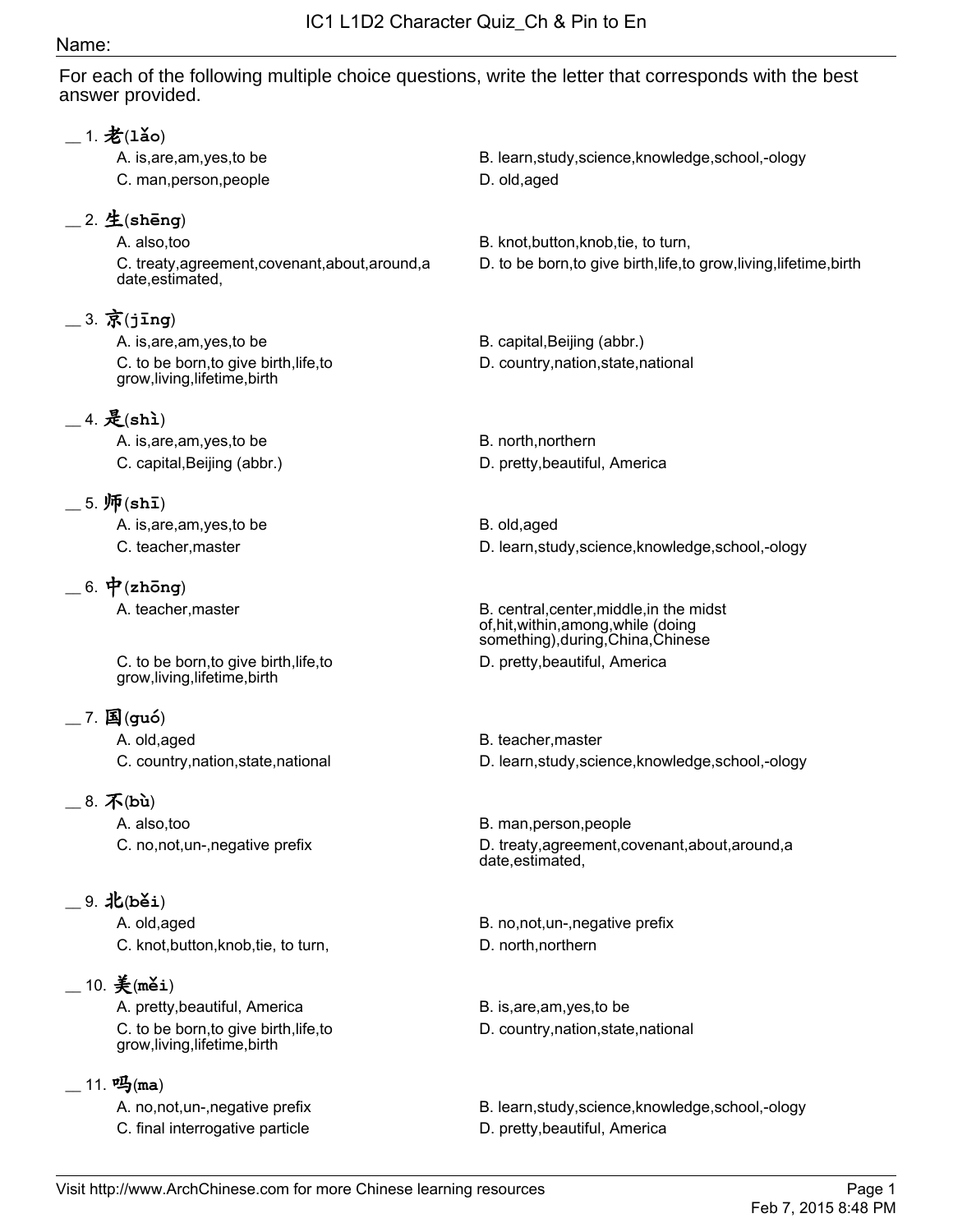# IC1 L1D2 Character Quiz_Ch & Pin to En

Name:

For each of the following multiple choice questions, write the letter that corresponds with the best answer provided.

__ 1. 老(lǎo)

A. is,are,am,yes,to be
B. learn,study,science,knowledge,school,-ology
C. man,person,people
D. old,aged

__ 2. 生(shēng)

A. also,too
B. knot,button,knob,tie, to turn,
C. treaty,agreement,covenant,about,around,a date,estimated,
D. to be born,to give birth,life,to grow,living,lifetime,birth

__ 3. 京(jīng)

A. is,are,am,yes,to be
B. capital,Beijing (abbr.)
C. to be born,to give birth,life,to grow,living,lifetime,birth
D. country,nation,state,national

__ 4. 是(shì)

A. is,are,am,yes,to be
B. north,northern
C. capital,Beijing (abbr.)
D. pretty,beautiful, America

__ 5. 师(shī)

A. is,are,am,yes,to be
B. old,aged
C. teacher,master
D. learn,study,science,knowledge,school,-ology

__ 6. 中(zhōng)

A. teacher,master
B. central,center,middle,in the midst of,hit,within,among,while (doing something),during,China,Chinese
C. to be born,to give birth,life,to grow,living,lifetime,birth
D. pretty,beautiful, America

__ 7. 国(guó)

A. old,aged
B. teacher,master
C. country,nation,state,national
D. learn,study,science,knowledge,school,-ology

__ 8. 不(bù)

A. also,too
B. man,person,people
C. no,not,un-,negative prefix
D. treaty,agreement,covenant,about,around,a date,estimated,

__ 9. 北(běi)

A. old,aged
B. no,not,un-,negative prefix
C. knot,button,knob,tie, to turn,
D. north,northern

__ 10. 美(měi)

A. pretty,beautiful, America
B. is,are,am,yes,to be
C. to be born,to give birth,life,to grow,living,lifetime,birth
D. country,nation,state,national

__ 11. 吗(ma)

A. no,not,un-,negative prefix
B. learn,study,science,knowledge,school,-ology
C. final interrogative particle
D. pretty,beautiful, America

Visit http://www.ArchChinese.com for more Chinese learning resources

Feb 7, 2015 8:48 PM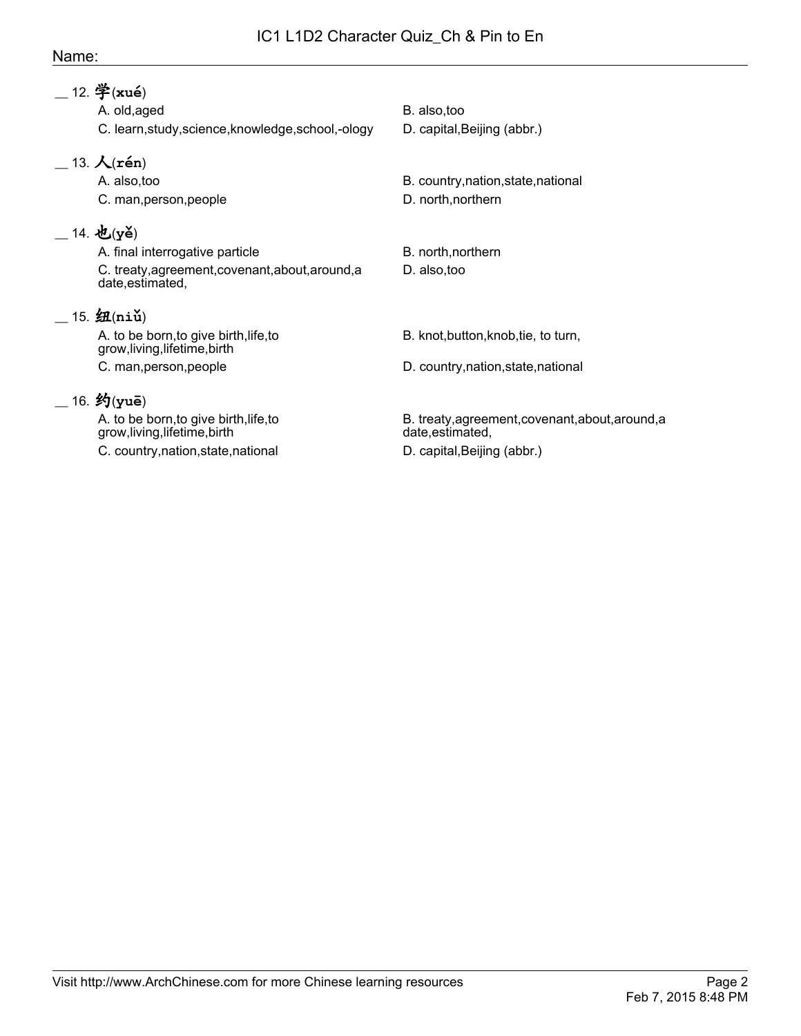Name:

__ 12. **学**(**xué**)

A. old,aged
B. also,too
C. learn,study,science,knowledge,school,-ology
D. capital,Beijing (abbr.)

__ 13. **人**(**rén**)

A. also,too
B. country,nation,state,national
C. man,person,people
D. north,northern

__ 14. **也**(**yě**)

A. final interrogative particle
B. north,northern
C. treaty,agreement,covenant,about,around,a date,estimated,
D. also,too

__ 15. **纽**(**niǔ**)

A. to be born,to give birth,life,to grow,living,lifetime,birth
B. knot,button,knob,tie, to turn,
C. man,person,people
D. country,nation,state,national

__ 16. **约**(**yuē**)

A. to be born,to give birth,life,to grow,living,lifetime,birth
B. treaty,agreement,covenant,about,around,a date,estimated,
C. country,nation,state,national
D. capital,Beijing (abbr.)

Visit http://www.ArchChinese.com for more Chinese learning resources